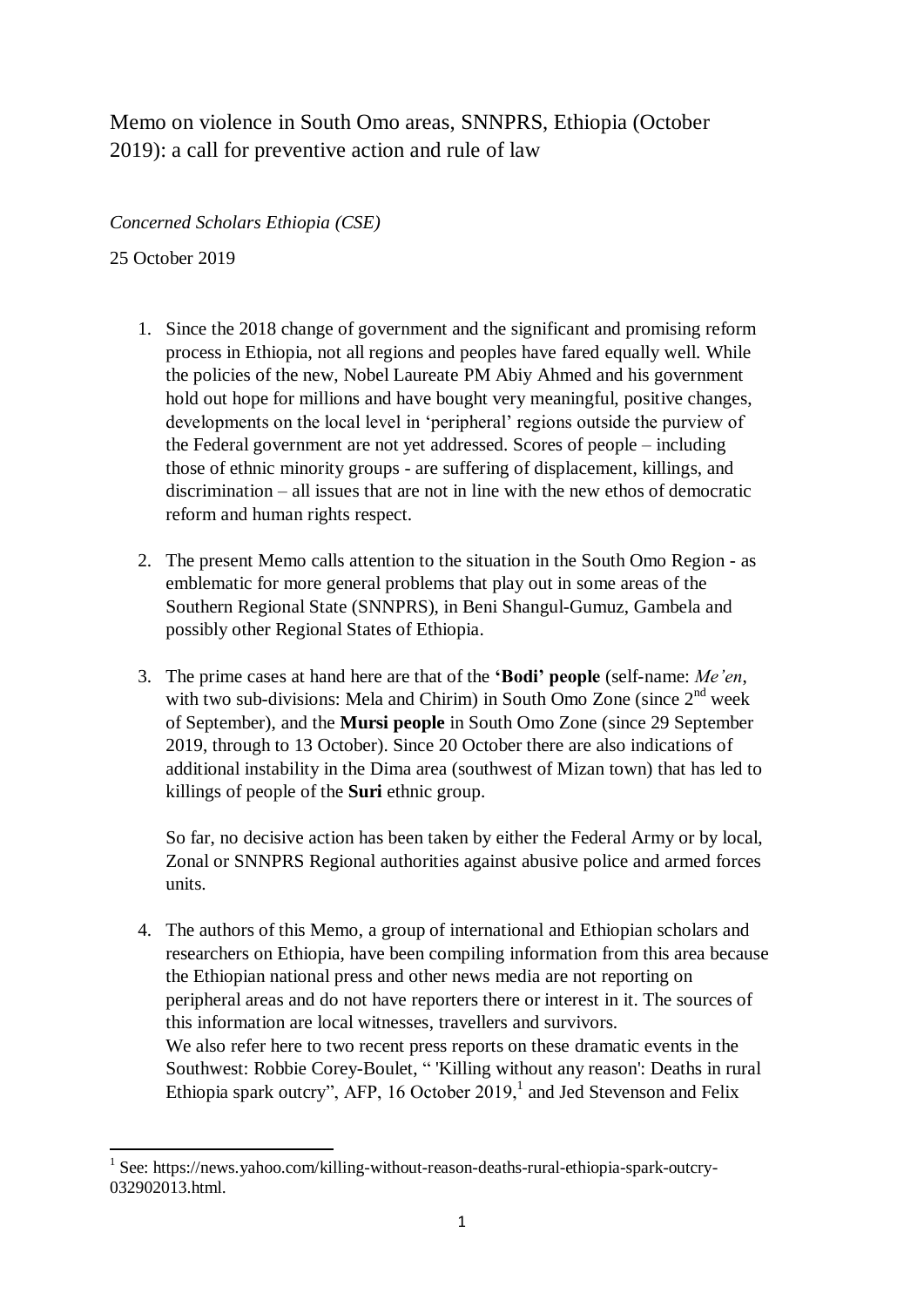# Memo on violence in South Omo areas, SNNPRS, Ethiopia (October 2019): a call for preventive action and rule of law

*Concerned Scholars Ethiopia (CSE)*

25 October 2019

1. Since the 2018 change of government and the significant and promising reform process in Ethiopia, not all regions and peoples have fared equally well. While the policies of the new, Nobel Laureate PM Abiy Ahmed and his government hold out hope for millions and have bought very meaningful, positive changes, developments on the local level in 'peripheral' regions outside the purview of the Federal government are not yet addressed. Scores of people – including those of ethnic minority groups - are suffering of displacement, killings, and discrimination – all issues that are not in line with the new ethos of democratic reform and human rights respect.

2. The present Memo calls attention to the situation in the South Omo Region - as emblematic for more general problems that play out in some areas of the Southern Regional State (SNNPRS), in Beni Shangul-Gumuz, Gambela and possibly other Regional States of Ethiopia.

3. The prime cases at hand here are that of the **'Bodi' people** (self-name: *Me'en*, with two sub-divisions: Mela and Chirim) in South Omo Zone (since 2nd week of September), and the **Mursi people** in South Omo Zone (since 29 September 2019, through to 13 October). Since 20 October there are also indications of additional instability in the Dima area (southwest of Mizan town) that has led to killings of people of the **Suri** ethnic group.

   So far, no decisive action has been taken by either the Federal Army or by local, Zonal or SNNPRS Regional authorities against abusive police and armed forces units.

4. The authors of this Memo, a group of international and Ethiopian scholars and researchers on Ethiopia, have been compiling information from this area because the Ethiopian national press and other news media are not reporting on peripheral areas and do not have reporters there or interest in it. The sources of this information are local witnesses, travellers and survivors.
   We also refer here to two recent press reports on these dramatic events in the Southwest: Robbie Corey-Boulet, " 'Killing without any reason': Deaths in rural Ethiopia spark outcry", AFP, 16 October 2019,[1] and Jed Stevenson and Felix

[1] See: https://news.yahoo.com/killing-without-reason-deaths-rural-ethiopia-spark-outcry-032902013.html.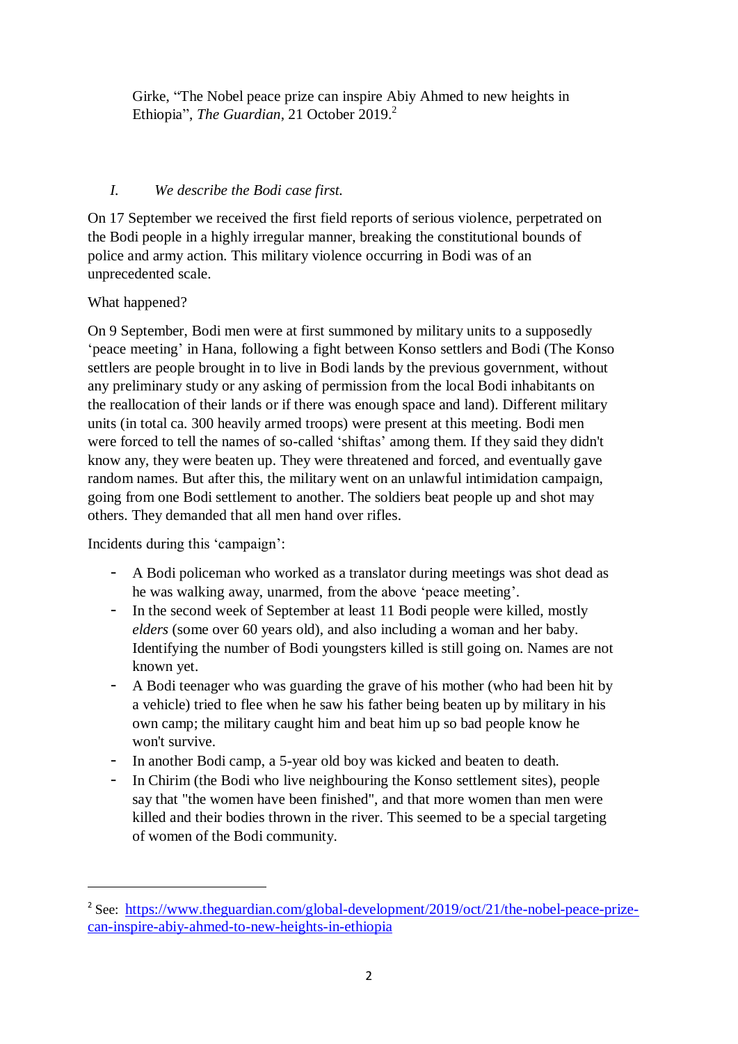Girke, "The Nobel peace prize can inspire Abiy Ahmed to new heights in Ethiopia", *The Guardian*, 21 October 2019.[2]

*I. We describe the Bodi case first.*

On 17 September we received the first field reports of serious violence, perpetrated on the Bodi people in a highly irregular manner, breaking the constitutional bounds of police and army action. This military violence occurring in Bodi was of an unprecedented scale.

What happened?

On 9 September, Bodi men were at first summoned by military units to a supposedly 'peace meeting' in Hana, following a fight between Konso settlers and Bodi (The Konso settlers are people brought in to live in Bodi lands by the previous government, without any preliminary study or any asking of permission from the local Bodi inhabitants on the reallocation of their lands or if there was enough space and land). Different military units (in total ca. 300 heavily armed troops) were present at this meeting. Bodi men were forced to tell the names of so-called 'shiftas' among them. If they said they didn't know any, they were beaten up. They were threatened and forced, and eventually gave random names. But after this, the military went on an unlawful intimidation campaign, going from one Bodi settlement to another. The soldiers beat people up and shot may others. They demanded that all men hand over rifles.

Incidents during this 'campaign':

- A Bodi policeman who worked as a translator during meetings was shot dead as he was walking away, unarmed, from the above 'peace meeting'.
- In the second week of September at least 11 Bodi people were killed, mostly *elders* (some over 60 years old), and also including a woman and her baby. Identifying the number of Bodi youngsters killed is still going on. Names are not known yet.
- A Bodi teenager who was guarding the grave of his mother (who had been hit by a vehicle) tried to flee when he saw his father being beaten up by military in his own camp; the military caught him and beat him up so bad people know he won't survive.
- In another Bodi camp, a 5-year old boy was kicked and beaten to death.
- In Chirim (the Bodi who live neighbouring the Konso settlement sites), people say that "the women have been finished", and that more women than men were killed and their bodies thrown in the river. This seemed to be a special targeting of women of the Bodi community.

---

[2] See: https://www.theguardian.com/global-development/2019/oct/21/the-nobel-peace-prize-can-inspire-abiy-ahmed-to-new-heights-in-ethiopia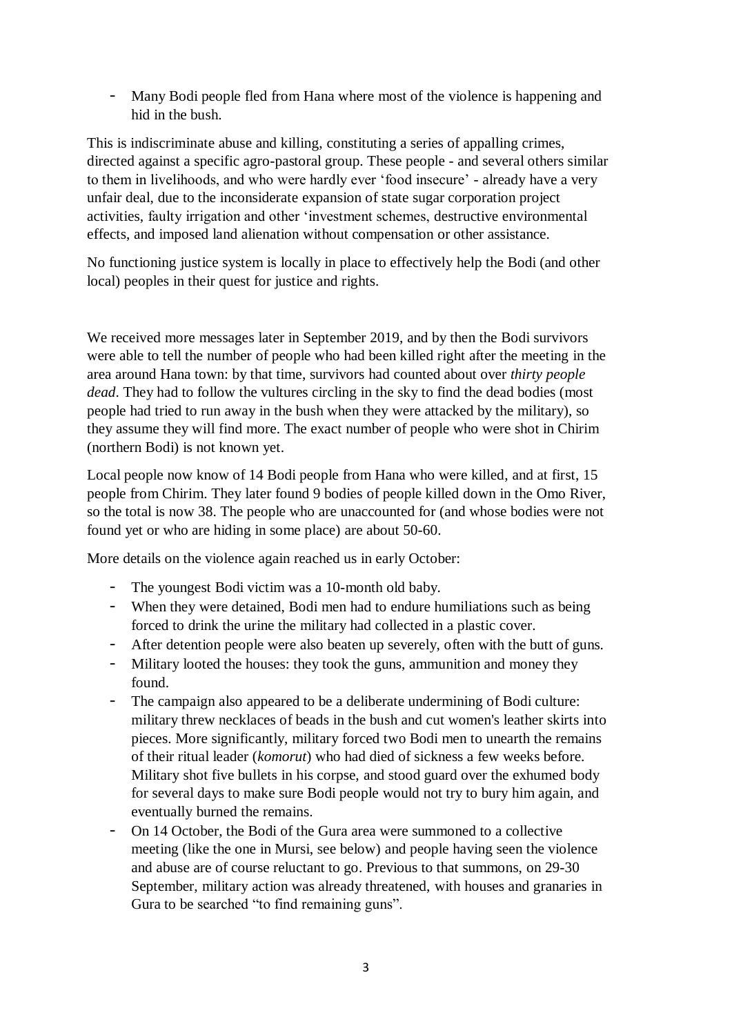- Many Bodi people fled from Hana where most of the violence is happening and hid in the bush.

This is indiscriminate abuse and killing, constituting a series of appalling crimes, directed against a specific agro-pastoral group. These people - and several others similar to them in livelihoods, and who were hardly ever 'food insecure' - already have a very unfair deal, due to the inconsiderate expansion of state sugar corporation project activities, faulty irrigation and other 'investment schemes, destructive environmental effects, and imposed land alienation without compensation or other assistance.

No functioning justice system is locally in place to effectively help the Bodi (and other local) peoples in their quest for justice and rights.

We received more messages later in September 2019, and by then the Bodi survivors were able to tell the number of people who had been killed right after the meeting in the area around Hana town: by that time, survivors had counted about over *thirty people dead*. They had to follow the vultures circling in the sky to find the dead bodies (most people had tried to run away in the bush when they were attacked by the military), so they assume they will find more. The exact number of people who were shot in Chirim (northern Bodi) is not known yet.

Local people now know of 14 Bodi people from Hana who were killed, and at first, 15 people from Chirim. They later found 9 bodies of people killed down in the Omo River, so the total is now 38. The people who are unaccounted for (and whose bodies were not found yet or who are hiding in some place) are about 50-60.

More details on the violence again reached us in early October:

- The youngest Bodi victim was a 10-month old baby.
- When they were detained, Bodi men had to endure humiliations such as being forced to drink the urine the military had collected in a plastic cover.
- After detention people were also beaten up severely, often with the butt of guns.
- Military looted the houses: they took the guns, ammunition and money they found.
- The campaign also appeared to be a deliberate undermining of Bodi culture: military threw necklaces of beads in the bush and cut women's leather skirts into pieces. More significantly, military forced two Bodi men to unearth the remains of their ritual leader (*komorut*) who had died of sickness a few weeks before. Military shot five bullets in his corpse, and stood guard over the exhumed body for several days to make sure Bodi people would not try to bury him again, and eventually burned the remains.
- On 14 October, the Bodi of the Gura area were summoned to a collective meeting (like the one in Mursi, see below) and people having seen the violence and abuse are of course reluctant to go. Previous to that summons, on 29-30 September, military action was already threatened, with houses and granaries in Gura to be searched "to find remaining guns".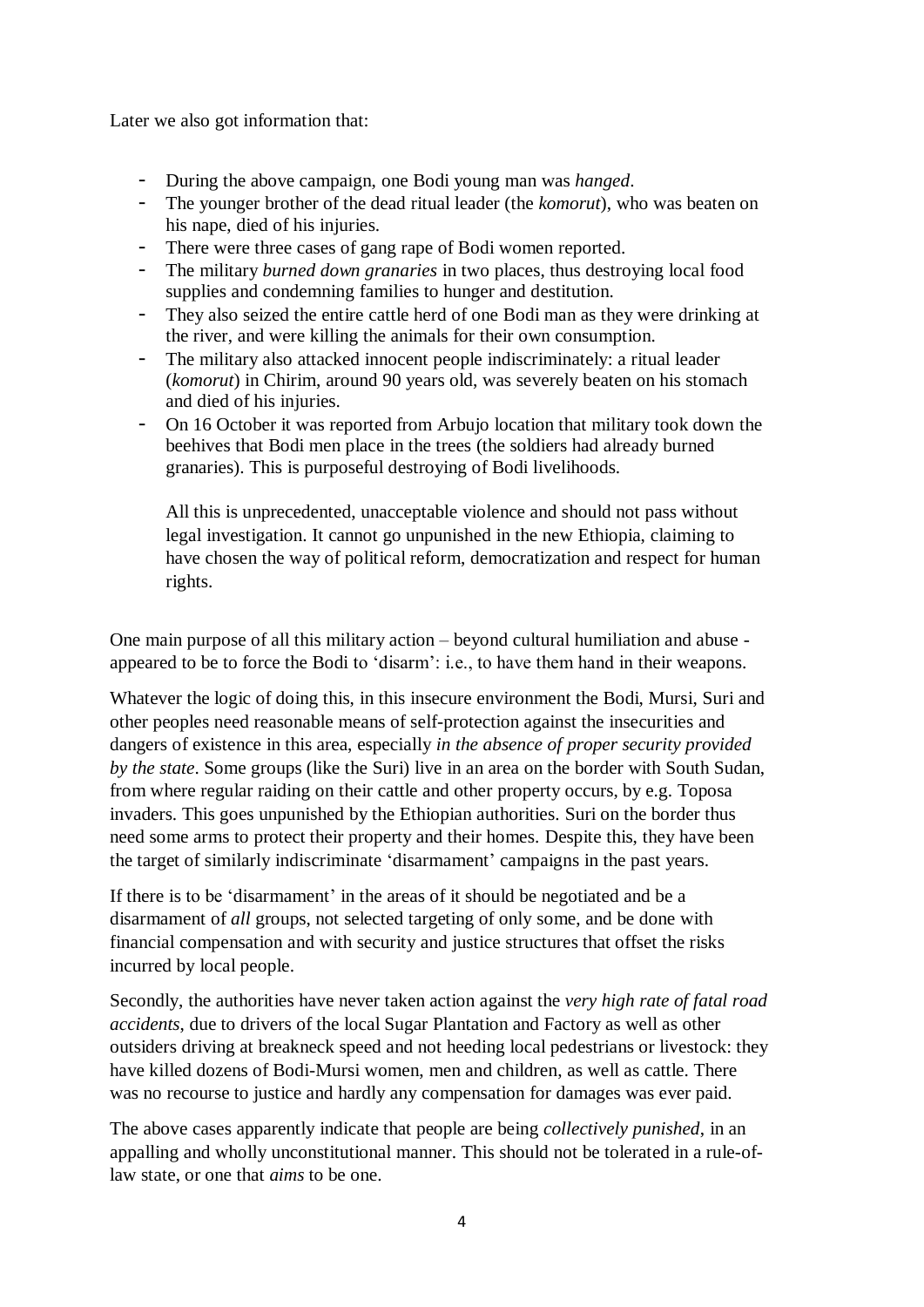Later we also got information that:

- During the above campaign, one Bodi young man was *hanged*.
- The younger brother of the dead ritual leader (the *komorut*), who was beaten on his nape, died of his injuries.
- There were three cases of gang rape of Bodi women reported.
- The military *burned down granaries* in two places, thus destroying local food supplies and condemning families to hunger and destitution.
- They also seized the entire cattle herd of one Bodi man as they were drinking at the river, and were killing the animals for their own consumption.
- The military also attacked innocent people indiscriminately: a ritual leader (*komorut*) in Chirim, around 90 years old, was severely beaten on his stomach and died of his injuries.
- On 16 October it was reported from Arbujo location that military took down the beehives that Bodi men place in the trees (the soldiers had already burned granaries). This is purposeful destroying of Bodi livelihoods.

  All this is unprecedented, unacceptable violence and should not pass without legal investigation. It cannot go unpunished in the new Ethiopia, claiming to have chosen the way of political reform, democratization and respect for human rights.

One main purpose of all this military action – beyond cultural humiliation and abuse - appeared to be to force the Bodi to 'disarm': i.e., to have them hand in their weapons.

Whatever the logic of doing this, in this insecure environment the Bodi, Mursi, Suri and other peoples need reasonable means of self-protection against the insecurities and dangers of existence in this area, especially *in the absence of proper security provided by the state*. Some groups (like the Suri) live in an area on the border with South Sudan, from where regular raiding on their cattle and other property occurs, by e.g. Toposa invaders. This goes unpunished by the Ethiopian authorities. Suri on the border thus need some arms to protect their property and their homes. Despite this, they have been the target of similarly indiscriminate 'disarmament' campaigns in the past years.

If there is to be 'disarmament' in the areas of it should be negotiated and be a disarmament of *all* groups, not selected targeting of only some, and be done with financial compensation and with security and justice structures that offset the risks incurred by local people.

Secondly, the authorities have never taken action against the *very high rate of fatal road accidents*, due to drivers of the local Sugar Plantation and Factory as well as other outsiders driving at breakneck speed and not heeding local pedestrians or livestock: they have killed dozens of Bodi-Mursi women, men and children, as well as cattle. There was no recourse to justice and hardly any compensation for damages was ever paid.

The above cases apparently indicate that people are being *collectively punished*, in an appalling and wholly unconstitutional manner. This should not be tolerated in a rule-of-law state, or one that *aims* to be one.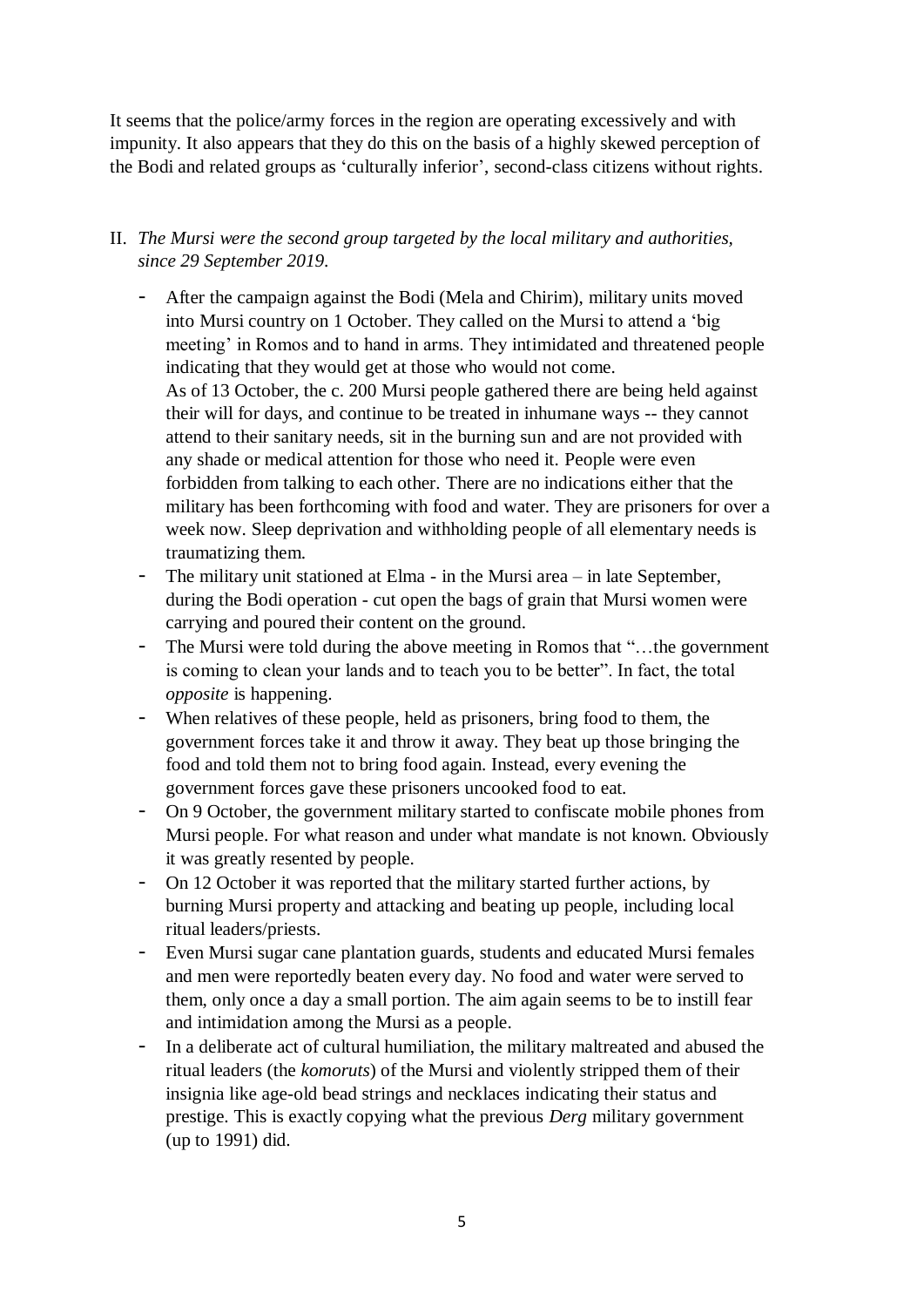It seems that the police/army forces in the region are operating excessively and with impunity. It also appears that they do this on the basis of a highly skewed perception of the Bodi and related groups as 'culturally inferior', second-class citizens without rights.

II. *The Mursi were the second group targeted by the local military and authorities, since 29 September 2019.*

- After the campaign against the Bodi (Mela and Chirim), military units moved into Mursi country on 1 October. They called on the Mursi to attend a 'big meeting' in Romos and to hand in arms. They intimidated and threatened people indicating that they would get at those who would not come.
  As of 13 October, the c. 200 Mursi people gathered there are being held against their will for days, and continue to be treated in inhumane ways -- they cannot attend to their sanitary needs, sit in the burning sun and are not provided with any shade or medical attention for those who need it. People were even forbidden from talking to each other. There are no indications either that the military has been forthcoming with food and water. They are prisoners for over a week now. Sleep deprivation and withholding people of all elementary needs is traumatizing them.
- The military unit stationed at Elma - in the Mursi area – in late September, during the Bodi operation - cut open the bags of grain that Mursi women were carrying and poured their content on the ground.
- The Mursi were told during the above meeting in Romos that "…the government is coming to clean your lands and to teach you to be better". In fact, the total *opposite* is happening.
- When relatives of these people, held as prisoners, bring food to them, the government forces take it and throw it away. They beat up those bringing the food and told them not to bring food again. Instead, every evening the government forces gave these prisoners uncooked food to eat.
- On 9 October, the government military started to confiscate mobile phones from Mursi people. For what reason and under what mandate is not known. Obviously it was greatly resented by people.
- On 12 October it was reported that the military started further actions, by burning Mursi property and attacking and beating up people, including local ritual leaders/priests.
- Even Mursi sugar cane plantation guards, students and educated Mursi females and men were reportedly beaten every day. No food and water were served to them, only once a day a small portion. The aim again seems to be to instill fear and intimidation among the Mursi as a people.
- In a deliberate act of cultural humiliation, the military maltreated and abused the ritual leaders (the *komoruts*) of the Mursi and violently stripped them of their insignia like age-old bead strings and necklaces indicating their status and prestige. This is exactly copying what the previous *Derg* military government (up to 1991) did.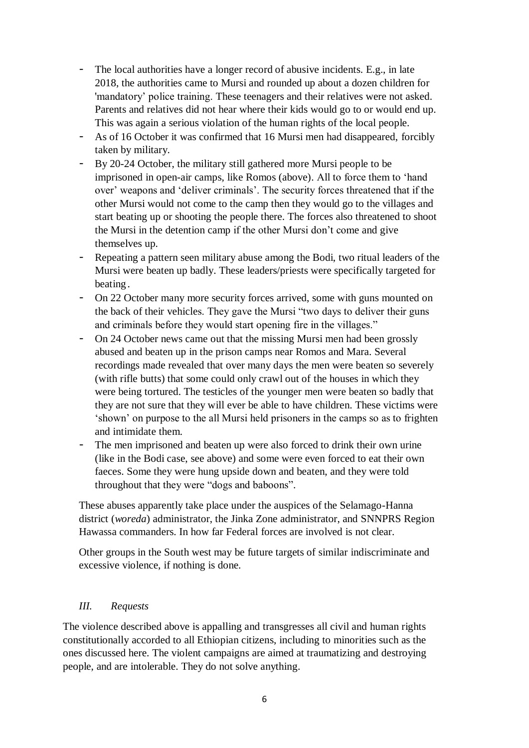- The local authorities have a longer record of abusive incidents. E.g., in late 2018, the authorities came to Mursi and rounded up about a dozen children for 'mandatory' police training. These teenagers and their relatives were not asked. Parents and relatives did not hear where their kids would go to or would end up. This was again a serious violation of the human rights of the local people.
- As of 16 October it was confirmed that 16 Mursi men had disappeared, forcibly taken by military.
- By 20-24 October, the military still gathered more Mursi people to be imprisoned in open-air camps, like Romos (above). All to force them to 'hand over' weapons and 'deliver criminals'. The security forces threatened that if the other Mursi would not come to the camp then they would go to the villages and start beating up or shooting the people there. The forces also threatened to shoot the Mursi in the detention camp if the other Mursi don't come and give themselves up.
- Repeating a pattern seen military abuse among the Bodi, two ritual leaders of the Mursi were beaten up badly. These leaders/priests were specifically targeted for beating.
- On 22 October many more security forces arrived, some with guns mounted on the back of their vehicles. They gave the Mursi "two days to deliver their guns and criminals before they would start opening fire in the villages."
- On 24 October news came out that the missing Mursi men had been grossly abused and beaten up in the prison camps near Romos and Mara. Several recordings made revealed that over many days the men were beaten so severely (with rifle butts) that some could only crawl out of the houses in which they were being tortured. The testicles of the younger men were beaten so badly that they are not sure that they will ever be able to have children. These victims were 'shown' on purpose to the all Mursi held prisoners in the camps so as to frighten and intimidate them.
- The men imprisoned and beaten up were also forced to drink their own urine (like in the Bodi case, see above) and some were even forced to eat their own faeces. Some they were hung upside down and beaten, and they were told throughout that they were "dogs and baboons".

These abuses apparently take place under the auspices of the Selamago-Hanna district (*woreda*) administrator, the Jinka Zone administrator, and SNNPRS Region Hawassa commanders. In how far Federal forces are involved is not clear.

Other groups in the South west may be future targets of similar indiscriminate and excessive violence, if nothing is done.

## *III. Requests*

The violence described above is appalling and transgresses all civil and human rights constitutionally accorded to all Ethiopian citizens, including to minorities such as the ones discussed here. The violent campaigns are aimed at traumatizing and destroying people, and are intolerable. They do not solve anything.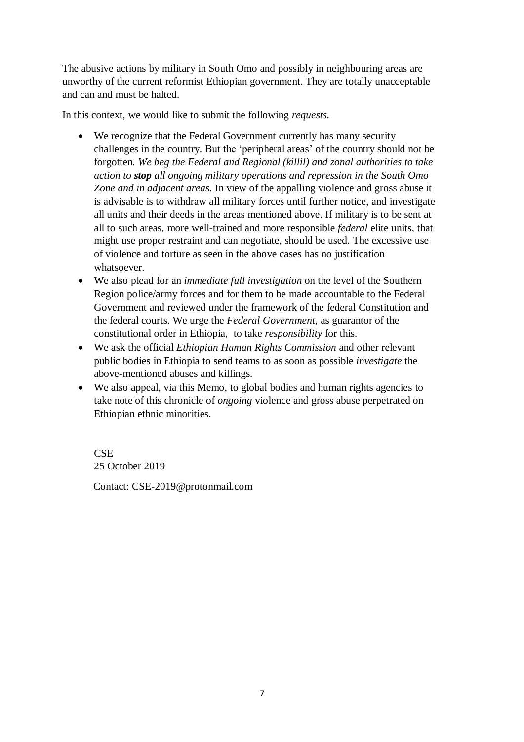The abusive actions by military in South Omo and possibly in neighbouring areas are unworthy of the current reformist Ethiopian government. They are totally unacceptable and can and must be halted.

In this context, we would like to submit the following *requests.*

- We recognize that the Federal Government currently has many security challenges in the country. But the 'peripheral areas' of the country should not be forgotten. *We beg the Federal and Regional (killil) and zonal authorities to take action to **stop** all ongoing military operations and repression in the South Omo Zone and in adjacent areas.* In view of the appalling violence and gross abuse it is advisable is to withdraw all military forces until further notice, and investigate all units and their deeds in the areas mentioned above. If military is to be sent at all to such areas, more well-trained and more responsible *federal* elite units, that might use proper restraint and can negotiate, should be used. The excessive use of violence and torture as seen in the above cases has no justification whatsoever.
- We also plead for an *immediate full investigation* on the level of the Southern Region police/army forces and for them to be made accountable to the Federal Government and reviewed under the framework of the federal Constitution and the federal courts. We urge the *Federal Government*, as guarantor of the constitutional order in Ethiopia, to take *responsibility* for this.
- We ask the official *Ethiopian Human Rights Commission* and other relevant public bodies in Ethiopia to send teams to as soon as possible *investigate* the above-mentioned abuses and killings.
- We also appeal, via this Memo, to global bodies and human rights agencies to take note of this chronicle of *ongoing* violence and gross abuse perpetrated on Ethiopian ethnic minorities.

CSE
25 October 2019

Contact: CSE-2019@protonmail.com